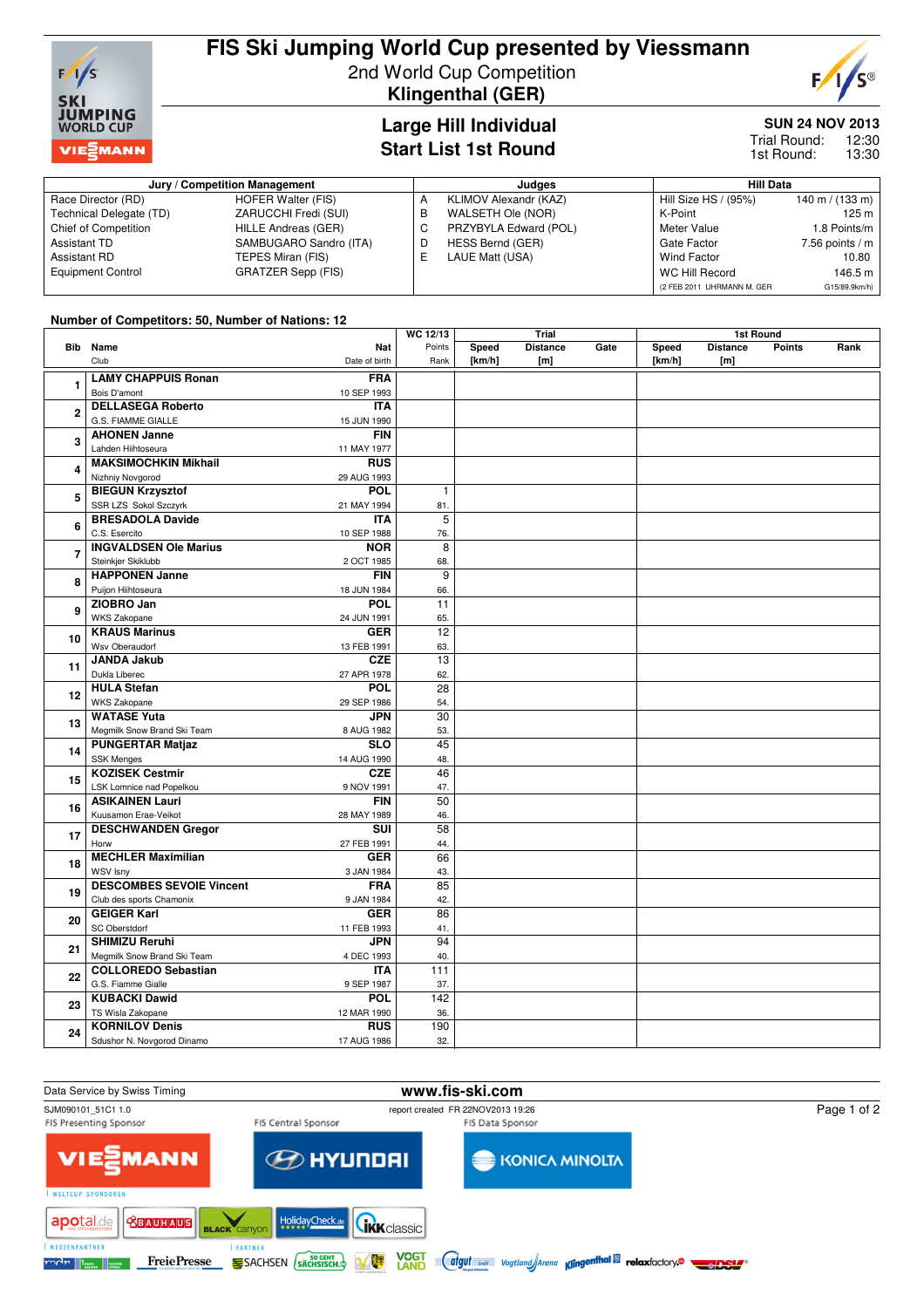# FIS Ski Jumping World Cup presented by Viessmann

2nd World Cup Competition
**Klingenthal (GER)**

## Large Hill Individual
## Start List 1st Round

**SUN 24 NOV 2013**
Trial Round: 12:30
1st Round: 13:30

| Jury / Competition Management | | Judges | | Hill Data | |
|---|---|---|---|---|---|
| Race Director (RD) | HOFER Walter (FIS) | A | KLIMOV Alexandr (KAZ) | Hill Size HS / (95%) | 140 m / (133 m) |
| Technical Delegate (TD) | ZARUCCHI Fredi (SUI) | B | WALSETH Ole (NOR) | K-Point | 125 m |
| Chief of Competition | HILLE Andreas (GER) | C | PRZYBYLA Edward (POL) | Meter Value | 1.8 Points/m |
| Assistant TD | SAMBUGARO Sandro (ITA) | D | HESS Bernd (GER) | Gate Factor | 7.56 points / m |
| Assistant RD | TEPES Miran (FIS) | E | LAUE Matt (USA) | Wind Factor | 10.80 |
| Equipment Control | GRATZER Sepp (FIS) | | | WC Hill Record | 146.5 m |
| | | | | (2 FEB 2011 UHRMANN M. GER | G15/89.9km/h) |

**Number of Competitors: 50, Number of Nations: 12**

| Bib | Name / Club | Nat / Date of birth | WC 12/13 Points / Rank | Trial Speed [km/h] | Trial Distance [m] | Trial Gate | 1st Round Speed [km/h] | 1st Round Distance [m] | 1st Round Points | 1st Round Rank |
|---|---|---|---|---|---|---|---|---|---|---|
| 1 | **LAMY CHAPPUIS Ronan**<br>Bois D'amont | **FRA**<br>10 SEP 1993 | | | | | | | | |
| 2 | **DELLASEGA Roberto**<br>G.S. FIAMME GIALLE | **ITA**<br>15 JUN 1990 | | | | | | | | |
| 3 | **AHONEN Janne**<br>Lahden Hiihtoseura | **FIN**<br>11 MAY 1977 | | | | | | | | |
| 4 | **MAKSIMOCHKIN Mikhail**<br>Nizhniy Novgorod | **RUS**<br>29 AUG 1993 | | | | | | | | |
| 5 | **BIEGUN Krzysztof**<br>SSR LZS Sokol Szczyrk | **POL**<br>21 MAY 1994 | 1<br>81. | | | | | | | |
| 6 | **BRESADOLA Davide**<br>C.S. Esercito | **ITA**<br>10 SEP 1988 | 5<br>76. | | | | | | | |
| 7 | **INGVALDSEN Ole Marius**<br>Steinkjer Skiklubb | **NOR**<br>2 OCT 1985 | 8<br>68. | | | | | | | |
| 8 | **HAPPONEN Janne**<br>Puijon Hiihtoseura | **FIN**<br>18 JUN 1984 | 9<br>66. | | | | | | | |
| 9 | **ZIOBRO Jan**<br>WKS Zakopane | **POL**<br>24 JUN 1991 | 11<br>65. | | | | | | | |
| 10 | **KRAUS Marinus**<br>Wsv Oberaudorf | **GER**<br>13 FEB 1991 | 12<br>63. | | | | | | | |
| 11 | **JANDA Jakub**<br>Dukla Liberec | **CZE**<br>27 APR 1978 | 13<br>62. | | | | | | | |
| 12 | **HULA Stefan**<br>WKS Zakopane | **POL**<br>29 SEP 1986 | 28<br>54. | | | | | | | |
| 13 | **WATASE Yuta**<br>Megmilk Snow Brand Ski Team | **JPN**<br>8 AUG 1982 | 30<br>53. | | | | | | | |
| 14 | **PUNGERTAR Matjaz**<br>SSK Menges | **SLO**<br>14 AUG 1990 | 45<br>48. | | | | | | | |
| 15 | **KOZISEK Cestmir**<br>LSK Lomnice nad Popelkou | **CZE**<br>9 NOV 1991 | 46<br>47. | | | | | | | |
| 16 | **ASIKAINEN Lauri**<br>Kuusamon Erae-Veikot | **FIN**<br>28 MAY 1989 | 50<br>46. | | | | | | | |
| 17 | **DESCHWANDEN Gregor**<br>Horw | **SUI**<br>27 FEB 1991 | 58<br>44. | | | | | | | |
| 18 | **MECHLER Maximilian**<br>WSV Isny | **GER**<br>3 JAN 1984 | 66<br>43. | | | | | | | |
| 19 | **DESCOMBES SEVOIE Vincent**<br>Club des sports Chamonix | **FRA**<br>9 JAN 1984 | 85<br>42. | | | | | | | |
| 20 | **GEIGER Karl**<br>SC Oberstdorf | **GER**<br>11 FEB 1993 | 86<br>41. | | | | | | | |
| 21 | **SHIMIZU Reruhi**<br>Megmilk Snow Brand Ski Team | **JPN**<br>4 DEC 1993 | 94<br>40. | | | | | | | |
| 22 | **COLLOREDO Sebastian**<br>G.S. Fiamme Gialle | **ITA**<br>9 SEP 1987 | 111<br>37. | | | | | | | |
| 23 | **KUBACKI Dawid**<br>TS Wisla Zakopane | **POL**<br>12 MAR 1990 | 142<br>36. | | | | | | | |
| 24 | **KORNILOV Denis**<br>Sdushor N. Novgorod Dinamo | **RUS**<br>17 AUG 1986 | 190<br>32. | | | | | | | |

Data Service by Swiss Timing — **www.fis-ski.com**

SJM090101_51C1 1.0 — report created FR 22NOV2013 19:26

FIS Presenting Sponsor: VIESSMANN — FIS Central Sponsor: HYUNDAI — FIS Data Sponsor: KONICA MINOLTA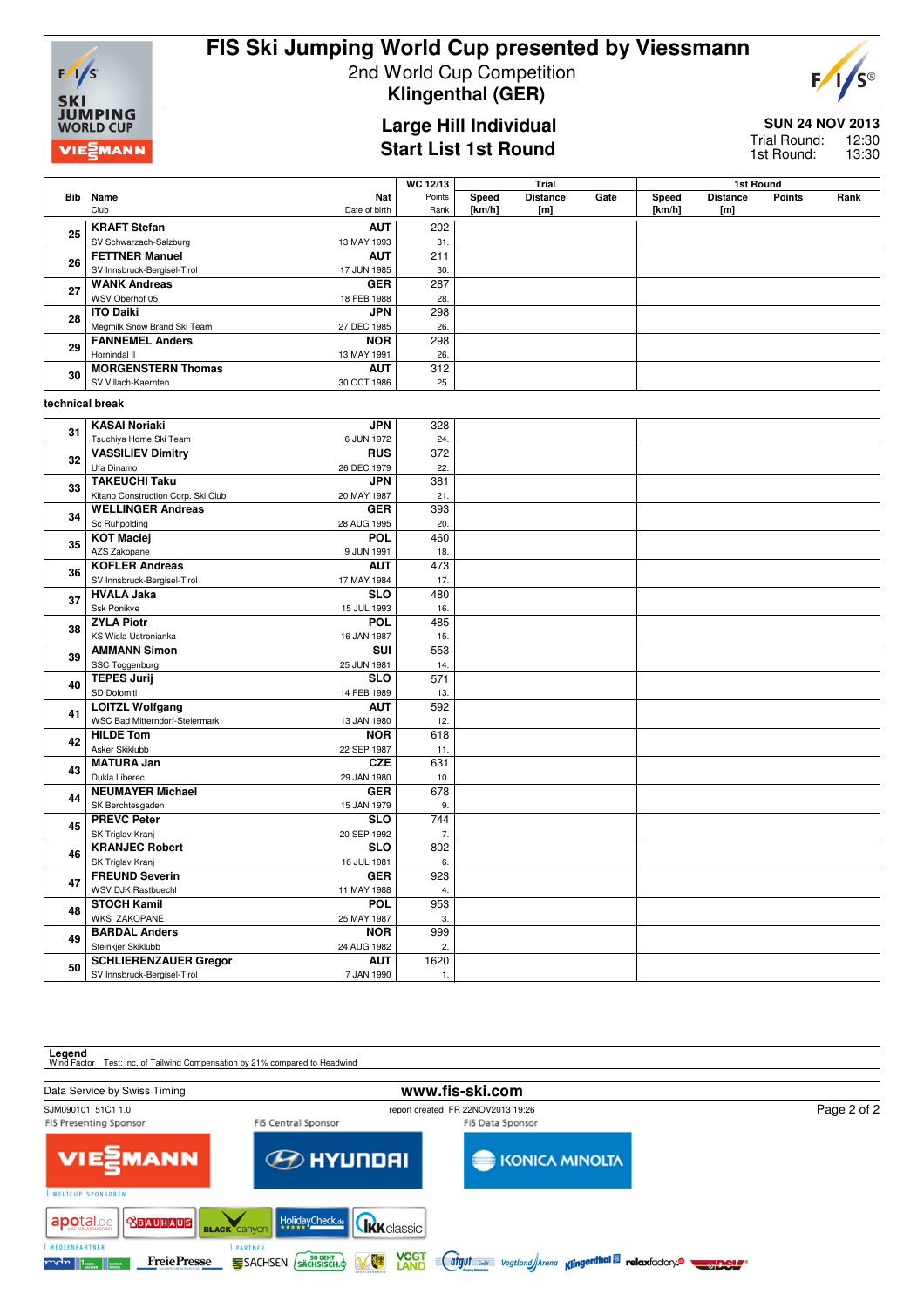# FIS Ski Jumping World Cup presented by Viessmann

2nd World Cup Competition
**Klingenthal (GER)**

## Large Hill Individual
## Start List 1st Round

**SUN 24 NOV 2013**
Trial Round: 12:30
1st Round: 13:30

| Bib | Name / Club | Nat / Date of birth | WC 12/13 Points / Rank | Trial Speed [km/h] | Trial Distance [m] | Trial Gate | 1st Round Speed [km/h] | 1st Round Distance [m] | 1st Round Points | 1st Round Rank |
|---|---|---|---|---|---|---|---|---|---|---|
| 25 | **KRAFT Stefan** SV Schwarzach-Salzburg | **AUT** 13 MAY 1993 | 202 31. | | | | | | | |
| 26 | **FETTNER Manuel** SV Innsbruck-Bergisel-Tirol | **AUT** 17 JUN 1985 | 211 30. | | | | | | | |
| 27 | **WANK Andreas** WSV Oberhof 05 | **GER** 18 FEB 1988 | 287 28. | | | | | | | |
| 28 | **ITO Daiki** Megmilk Snow Brand Ski Team | **JPN** 27 DEC 1985 | 298 26. | | | | | | | |
| 29 | **FANNEMEL Anders** Hornindal Il | **NOR** 13 MAY 1991 | 298 26. | | | | | | | |
| 30 | **MORGENSTERN Thomas** SV Villach-Kaernten | **AUT** 30 OCT 1986 | 312 25. | | | | | | | |

**technical break**

| Bib | Name / Club | Nat / Date of birth | WC 12/13 Points / Rank | Trial Speed [km/h] | Trial Distance [m] | Trial Gate | 1st Round Speed [km/h] | 1st Round Distance [m] | 1st Round Points | 1st Round Rank |
|---|---|---|---|---|---|---|---|---|---|---|
| 31 | **KASAI Noriaki** Tsuchiya Home Ski Team | **JPN** 6 JUN 1972 | 328 24. | | | | | | | |
| 32 | **VASSILIEV Dimitry** Ufa Dinamo | **RUS** 26 DEC 1979 | 372 22. | | | | | | | |
| 33 | **TAKEUCHI Taku** Kitano Construction Corp. Ski Club | **JPN** 20 MAY 1987 | 381 21. | | | | | | | |
| 34 | **WELLINGER Andreas** Sc Ruhpolding | **GER** 28 AUG 1995 | 393 20. | | | | | | | |
| 35 | **KOT Maciej** AZS Zakopane | **POL** 9 JUN 1991 | 460 18. | | | | | | | |
| 36 | **KOFLER Andreas** SV Innsbruck-Bergisel-Tirol | **AUT** 17 MAY 1984 | 473 17. | | | | | | | |
| 37 | **HVALA Jaka** Ssk Ponikve | **SLO** 15 JUL 1993 | 480 16. | | | | | | | |
| 38 | **ZYLA Piotr** KS Wisla Ustronianka | **POL** 16 JAN 1987 | 485 15. | | | | | | | |
| 39 | **AMMANN Simon** SSC Toggenburg | **SUI** 25 JUN 1981 | 553 14. | | | | | | | |
| 40 | **TEPES Jurij** SD Dolomiti | **SLO** 14 FEB 1989 | 571 13. | | | | | | | |
| 41 | **LOITZL Wolfgang** WSC Bad Mitterndorf-Steiermark | **AUT** 13 JAN 1980 | 592 12. | | | | | | | |
| 42 | **HILDE Tom** Asker Skiklubb | **NOR** 22 SEP 1987 | 618 11. | | | | | | | |
| 43 | **MATURA Jan** Dukla Liberec | **CZE** 29 JAN 1980 | 631 10. | | | | | | | |
| 44 | **NEUMAYER Michael** SK Berchtesgaden | **GER** 15 JAN 1979 | 678 9. | | | | | | | |
| 45 | **PREVC Peter** SK Triglav Kranj | **SLO** 20 SEP 1992 | 744 7. | | | | | | | |
| 46 | **KRANJEC Robert** SK Triglav Kranj | **SLO** 16 JUL 1981 | 802 6. | | | | | | | |
| 47 | **FREUND Severin** WSV DJK Rastbuechl | **GER** 11 MAY 1988 | 923 4. | | | | | | | |
| 48 | **STOCH Kamil** WKS ZAKOPANE | **POL** 25 MAY 1987 | 953 3. | | | | | | | |
| 49 | **BARDAL Anders** Steinkjer Skiklubb | **NOR** 24 AUG 1982 | 999 2. | | | | | | | |
| 50 | **SCHLIERENZAUER Gregor** SV Innsbruck-Bergisel-Tirol | **AUT** 7 JAN 1990 | 1620 1. | | | | | | | |

**Legend**
Wind Factor Test: inc. of Tailwind Compensation by 21% compared to Headwind

Data Service by Swiss Timing
www.fis-ski.com
SJM090101_51C1 1.0
report created FR 22NOV2013 19:26